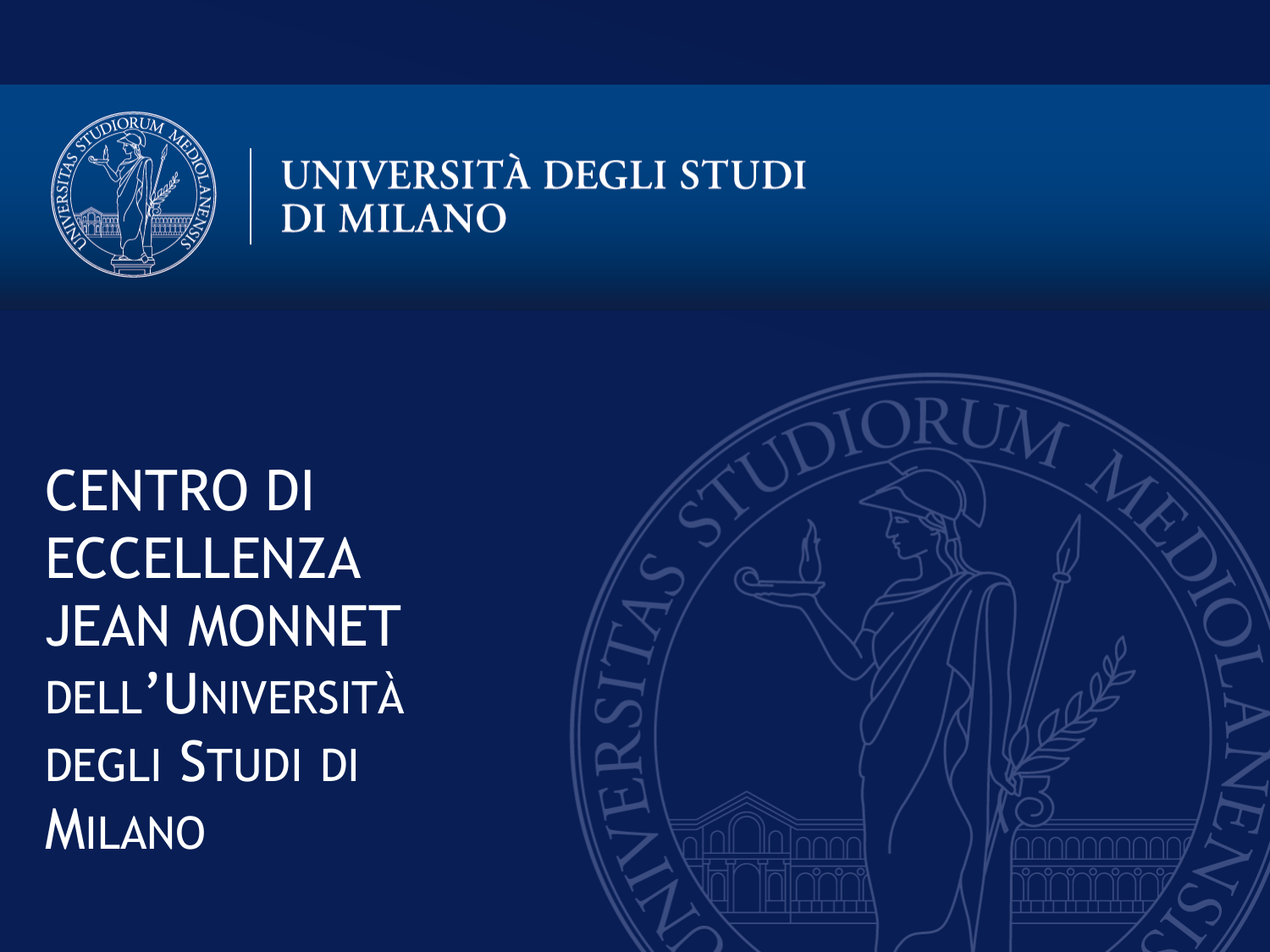UNIVERSITÀ DEGLI STUDI
DI MILANO

# CENTRO DI ECCELLENZA JEAN MONNET DELL'UNIVERSITÀ DEGLI STUDI DI MILANO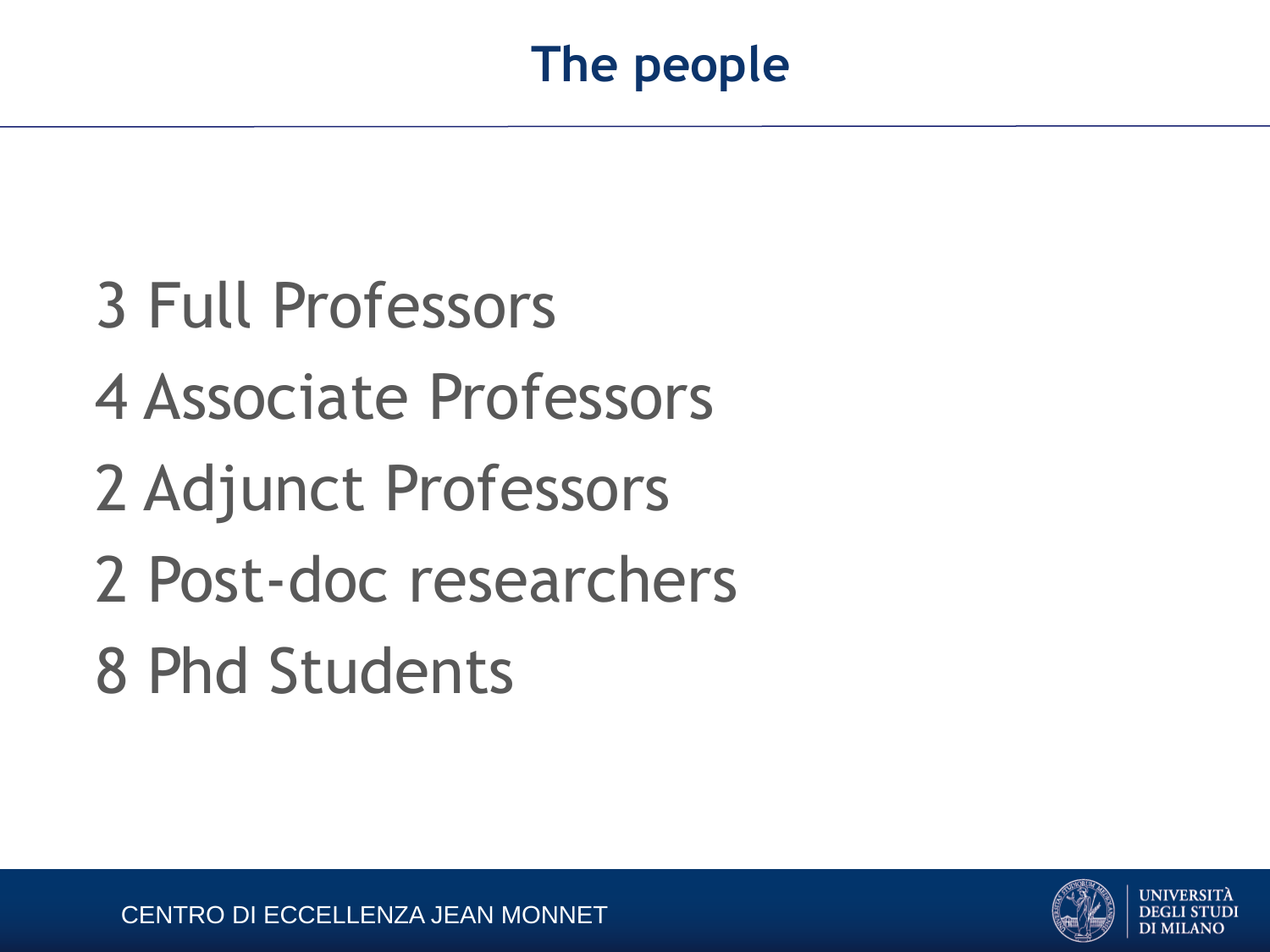# The people

3 Full Professors

4 Associate Professors

2 Adjunct Professors

2 Post-doc researchers

8 Phd Students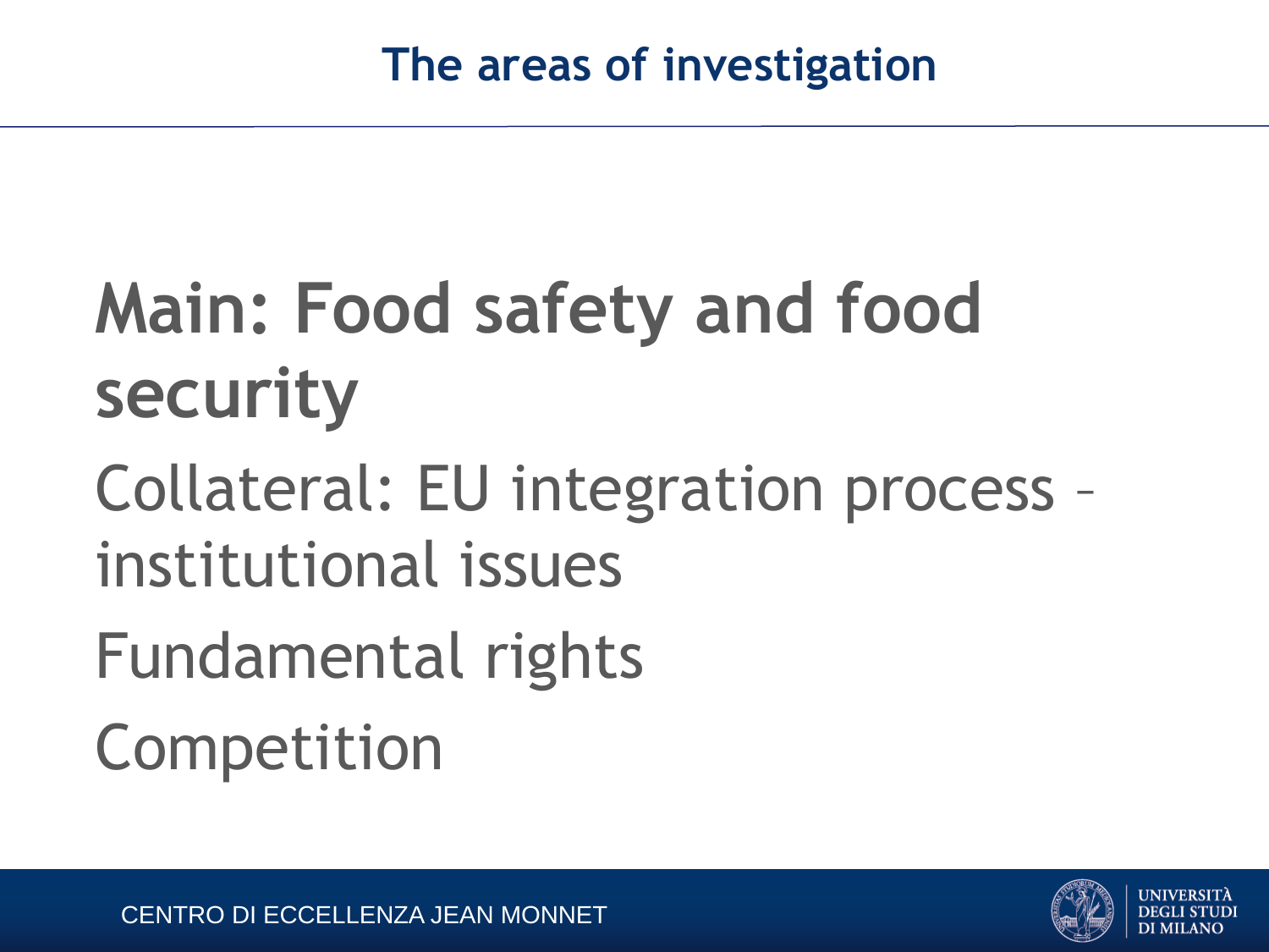# The areas of investigation

**Main: Food safety and food security**

Collateral: EU integration process – institutional issues

Fundamental rights

Competition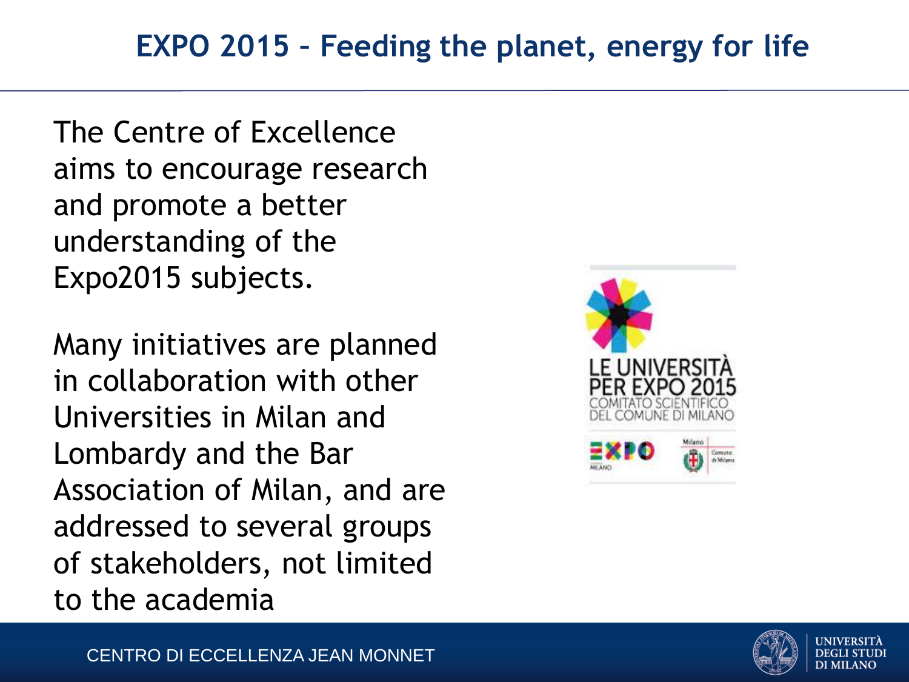# EXPO 2015 – Feeding the planet, energy for life

The Centre of Excellence aims to encourage research and promote a better understanding of the Expo2015 subjects.

Many initiatives are planned in collaboration with other Universities in Milan and Lombardy and the Bar Association of Milan, and are addressed to several groups of stakeholders, not limited to the academia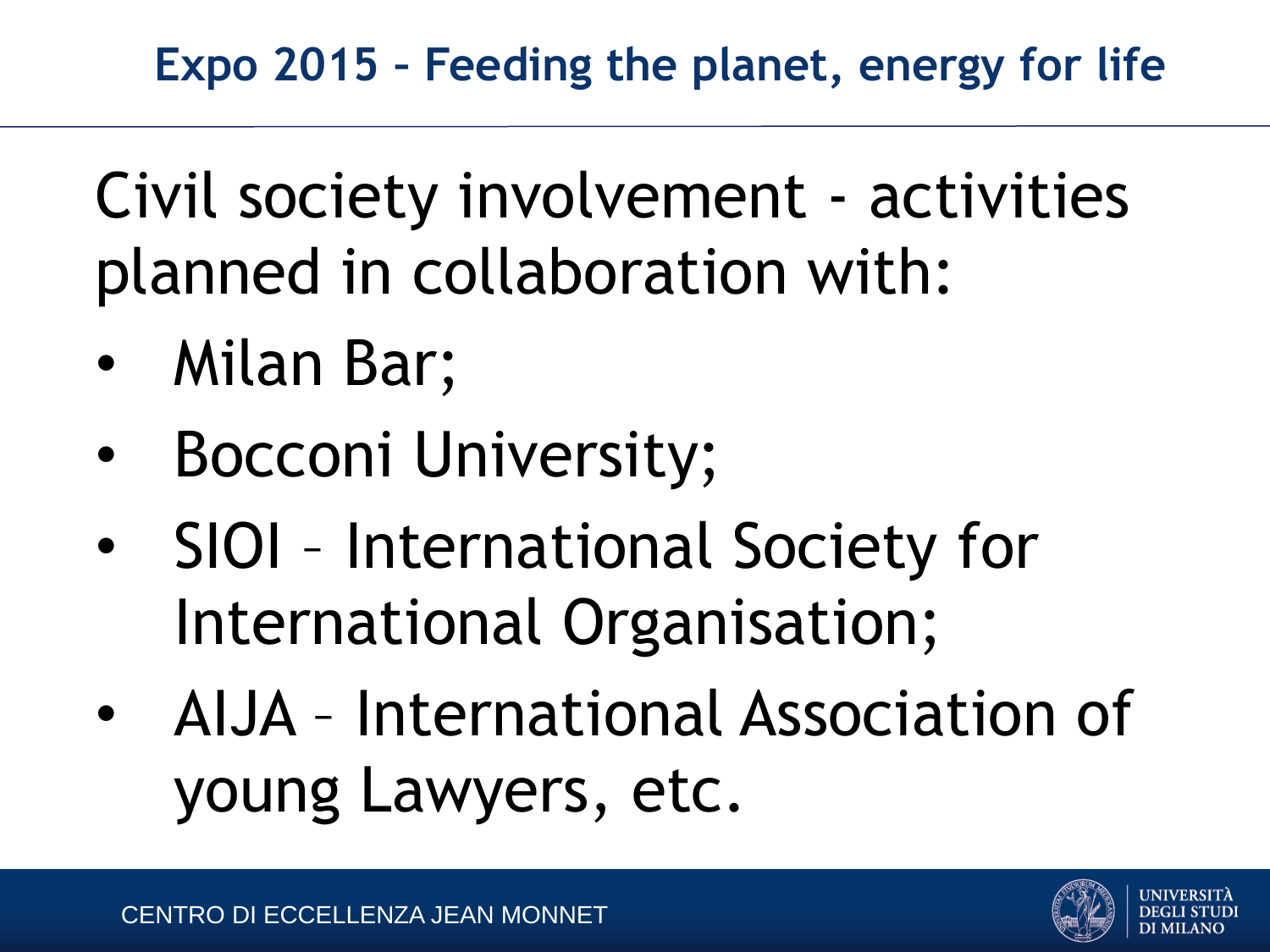## Expo 2015 – Feeding the planet, energy for life

Civil society involvement - activities planned in collaboration with:

- Milan Bar;
- Bocconi University;
- SIOI – International Society for International Organisation;
- AIJA – International Association of young Lawyers, etc.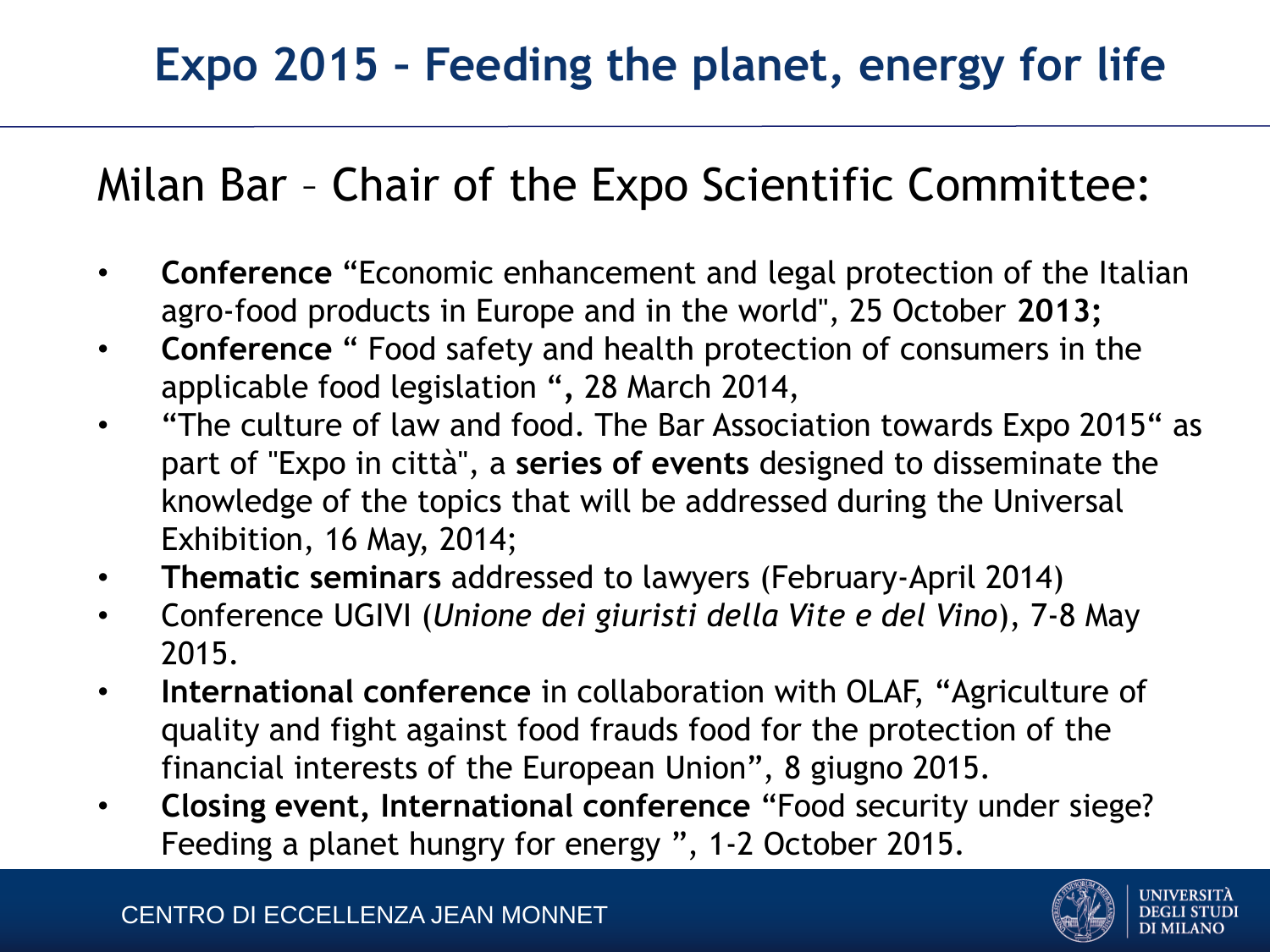# Expo 2015 – Feeding the planet, energy for life

## Milan Bar – Chair of the Expo Scientific Committee:

- **Conference** "Economic enhancement and legal protection of the Italian agro-food products in Europe and in the world", 25 October **2013;**
- **Conference** " Food safety and health protection of consumers in the applicable food legislation **",** 28 March 2014,
- "The culture of law and food. The Bar Association towards Expo 2015" as part of "Expo in città", a **series of events** designed to disseminate the knowledge of the topics that will be addressed during the Universal Exhibition, 16 May, 2014;
- **Thematic seminars** addressed to lawyers (February-April 2014)
- Conference UGIVI (*Unione dei giuristi della Vite e del Vino*), 7-8 May 2015.
- **International conference** in collaboration with OLAF, "Agriculture of quality and fight against food frauds food for the protection of the financial interests of the European Union", 8 giugno 2015.
- **Closing event, International conference** "Food security under siege? Feeding a planet hungry for energy ", 1-2 October 2015.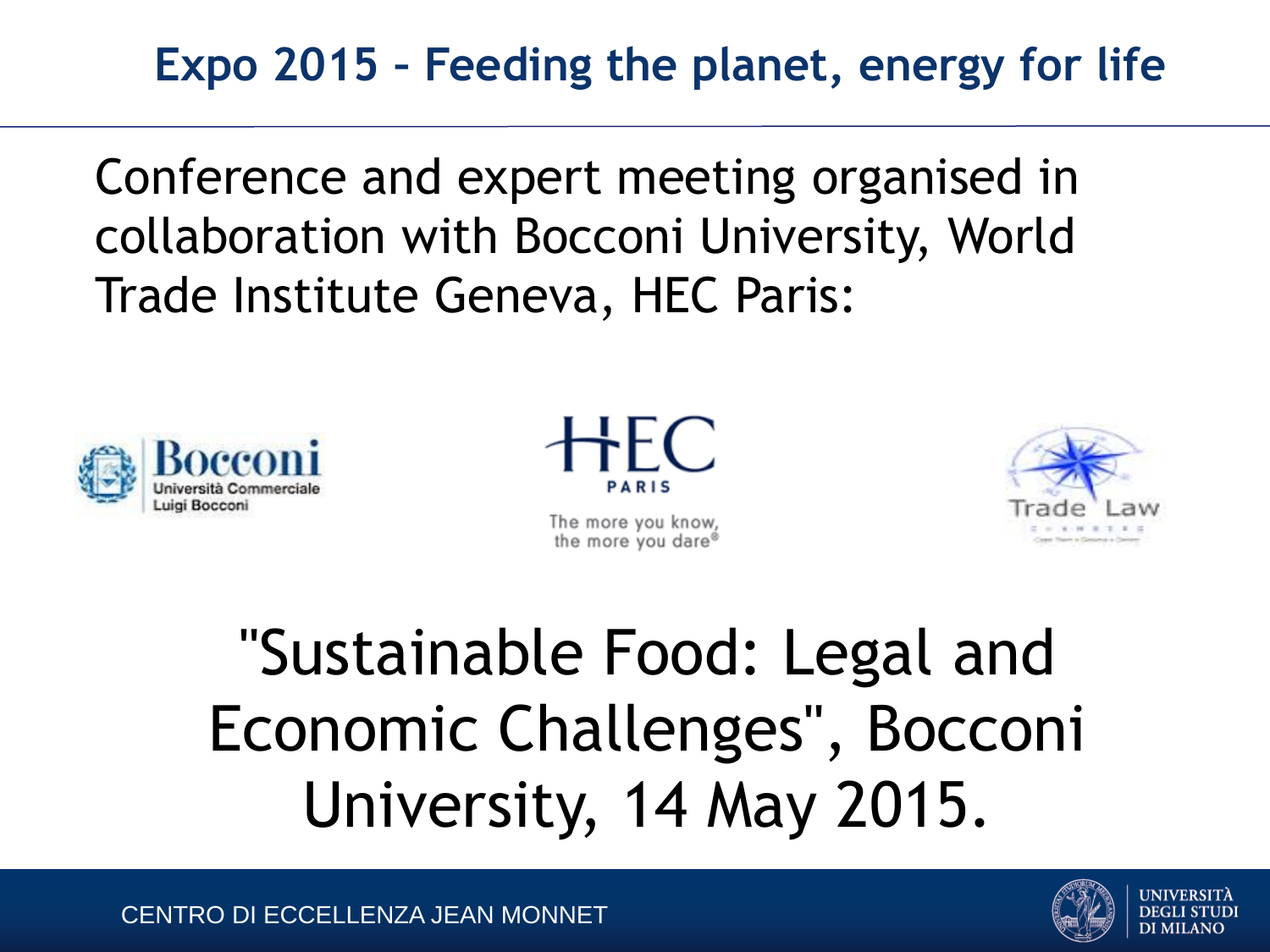# Expo 2015 – Feeding the planet, energy for life

Conference and expert meeting organised in collaboration with Bocconi University, World Trade Institute Geneva, HEC Paris:

"Sustainable Food: Legal and Economic Challenges", Bocconi University, 14 May 2015.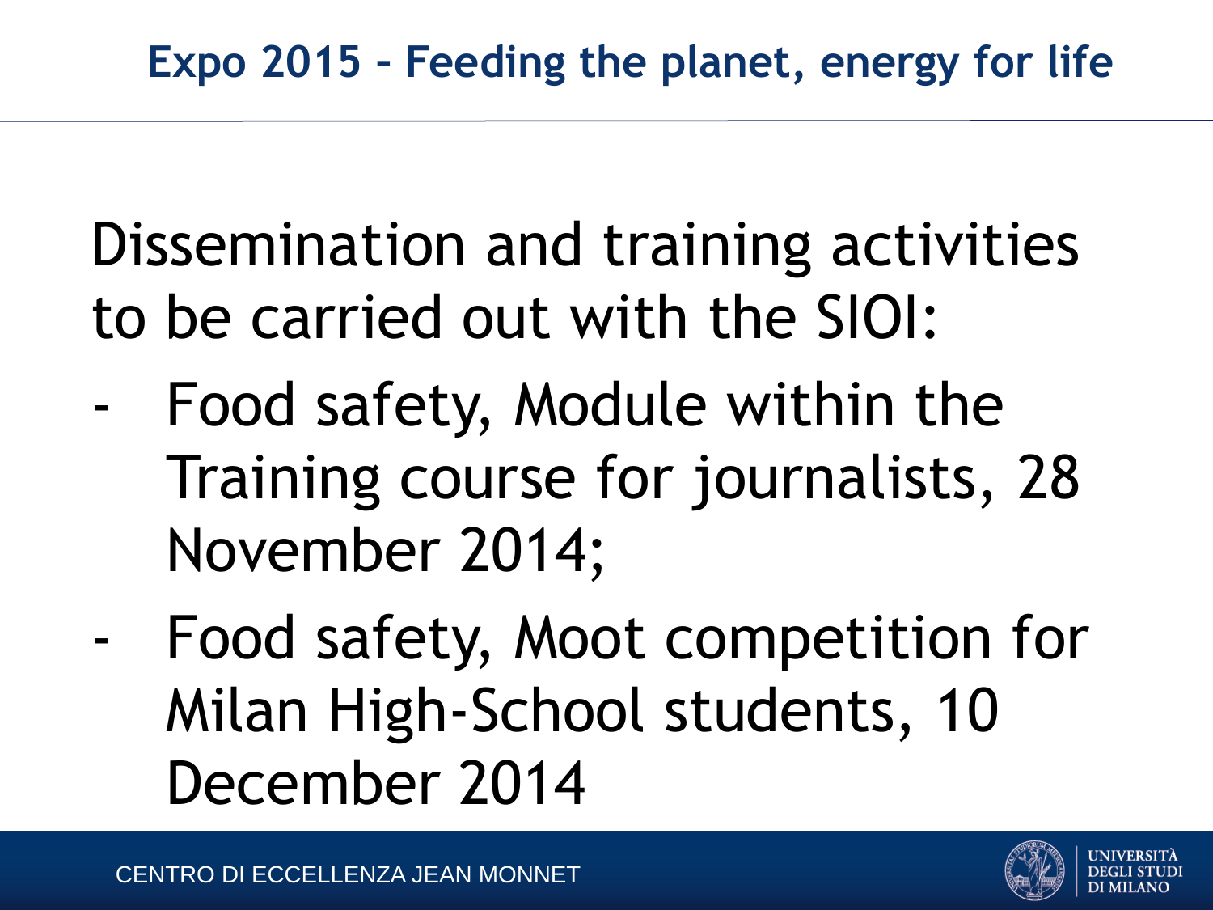# Expo 2015 – Feeding the planet, energy for life

Dissemination and training activities to be carried out with the SIOI:

- Food safety, Module within the Training course for journalists, 28 November 2014;
- Food safety, Moot competition for Milan High-School students, 10 December 2014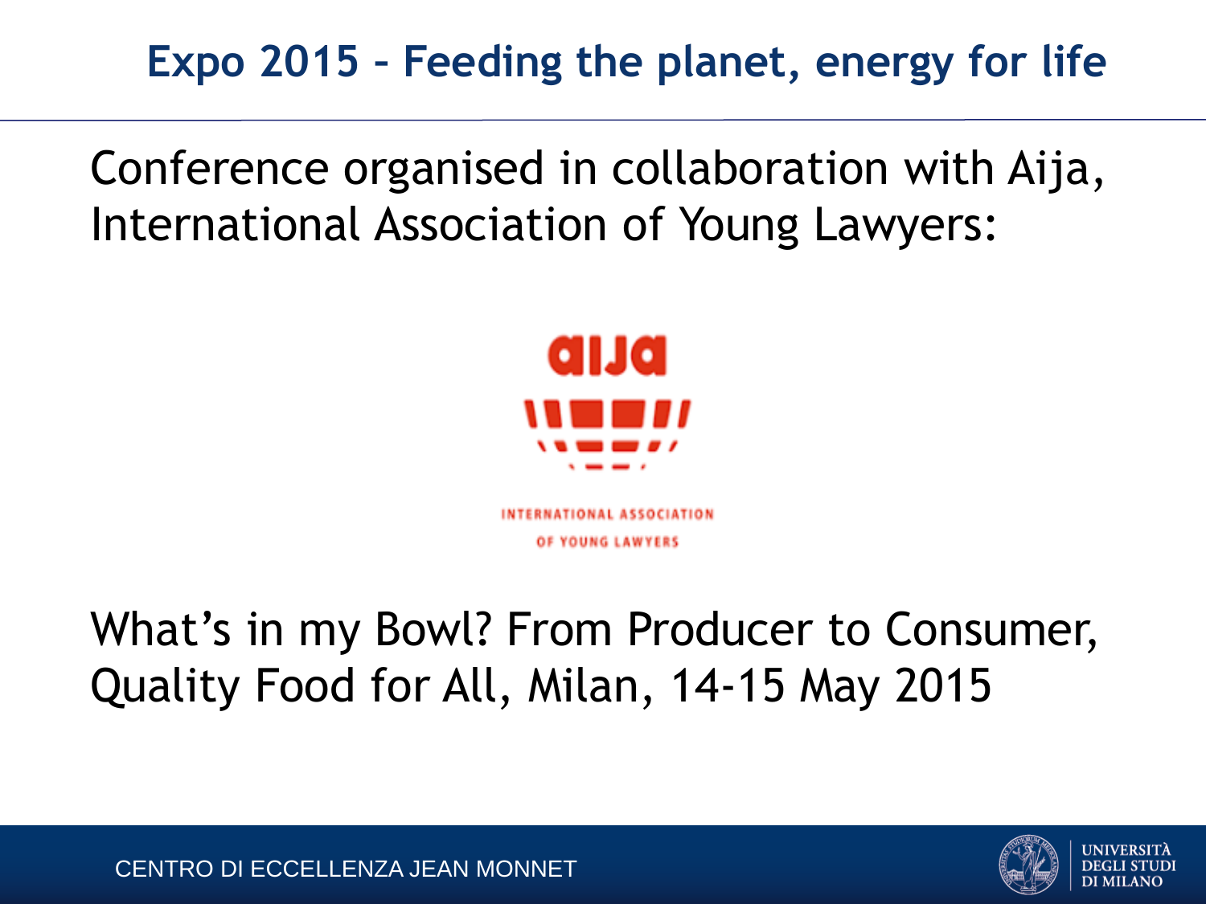## Expo 2015 – Feeding the planet, energy for life

Conference organised in collaboration with Aija, International Association of Young Lawyers:

aija

INTERNATIONAL ASSOCIATION OF YOUNG LAWYERS

What's in my Bowl? From Producer to Consumer, Quality Food for All, Milan, 14-15 May 2015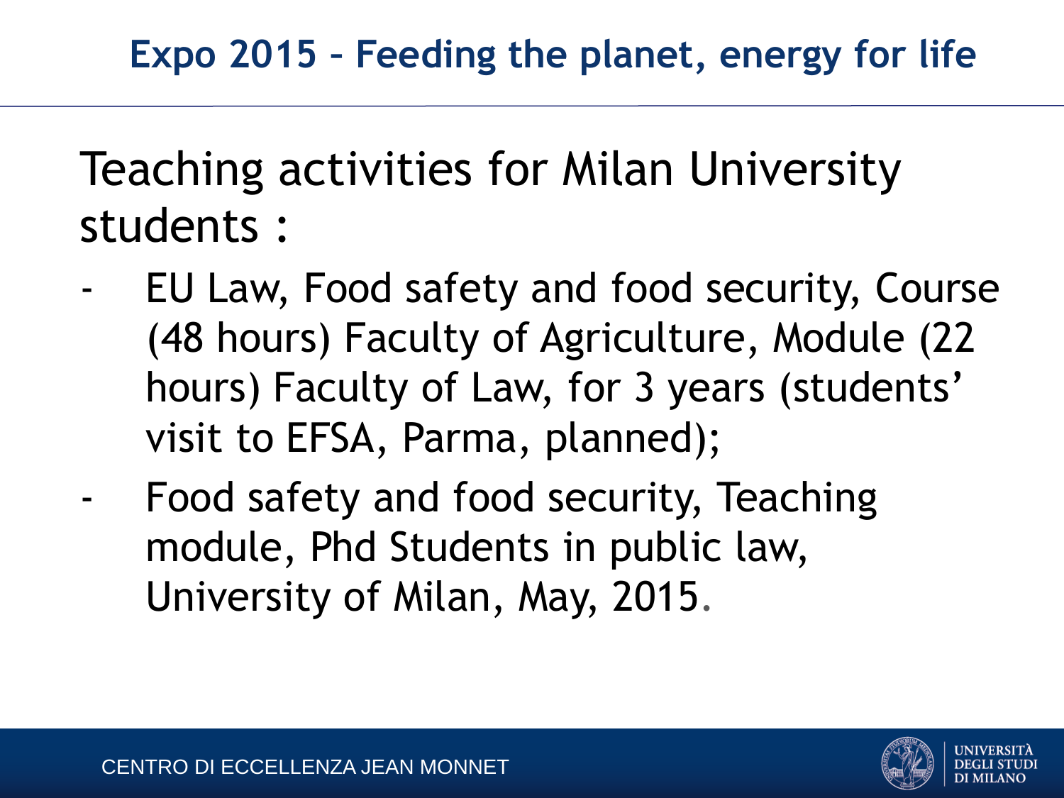## Expo 2015 – Feeding the planet, energy for life

Teaching activities for Milan University students :

- EU Law, Food safety and food security, Course (48 hours) Faculty of Agriculture, Module (22 hours) Faculty of Law, for 3 years (students' visit to EFSA, Parma, planned);
- Food safety and food security, Teaching module, Phd Students in public law, University of Milan, May, 2015.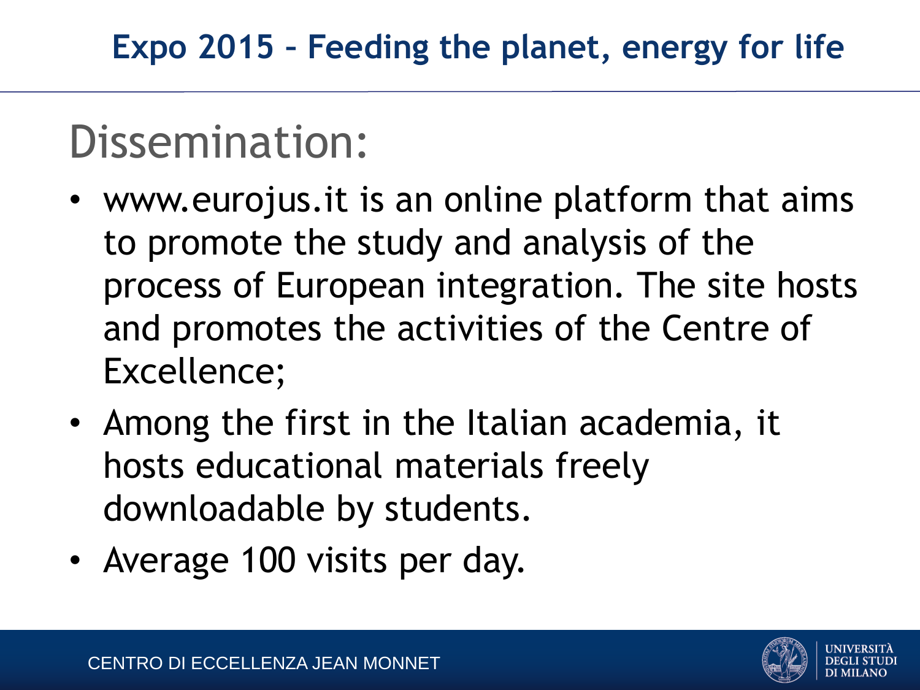## Dissemination:

- www.eurojus.it is an online platform that aims to promote the study and analysis of the process of European integration. The site hosts and promotes the activities of the Centre of Excellence;
- Among the first in the Italian academia, it hosts educational materials freely downloadable by students.
- Average 100 visits per day.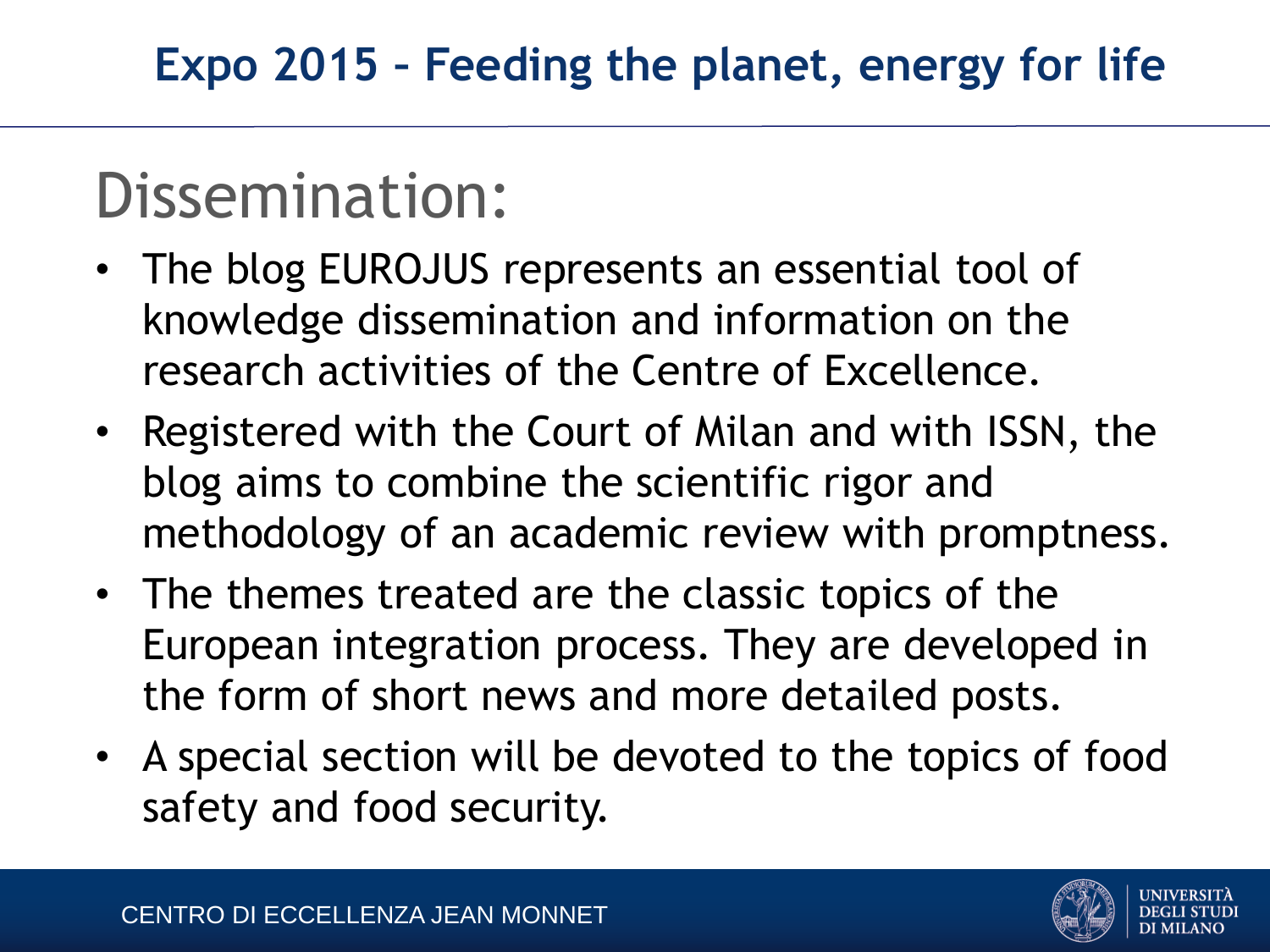## Expo 2015 – Feeding the planet, energy for life

# Dissemination:

- The blog EUROJUS represents an essential tool of knowledge dissemination and information on the research activities of the Centre of Excellence.
- Registered with the Court of Milan and with ISSN, the blog aims to combine the scientific rigor and methodology of an academic review with promptness.
- The themes treated are the classic topics of the European integration process. They are developed in the form of short news and more detailed posts.
- A special section will be devoted to the topics of food safety and food security.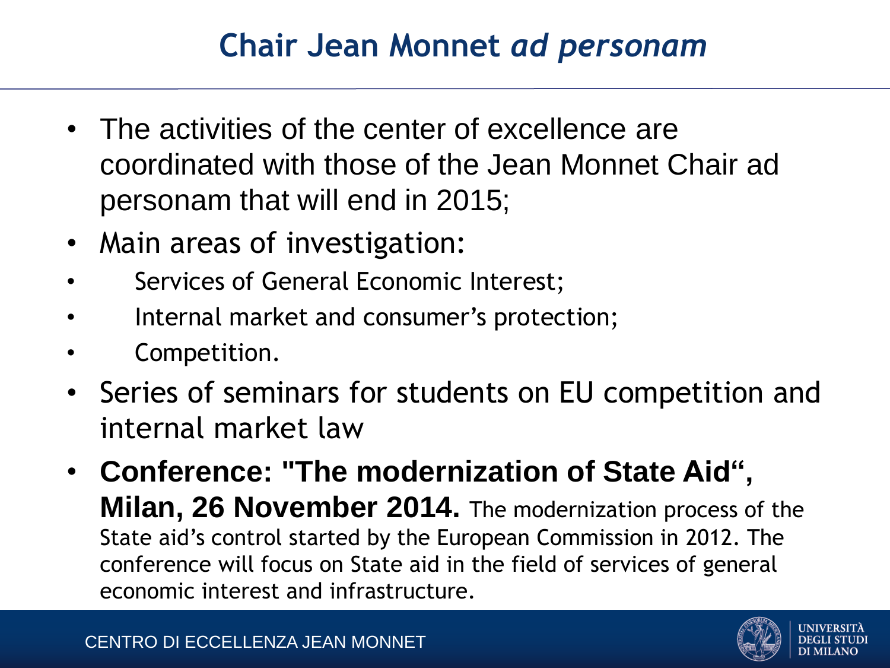# Chair Jean Monnet *ad personam*

- The activities of the center of excellence are coordinated with those of the Jean Monnet Chair ad personam that will end in 2015;
- Main areas of investigation:
  - Services of General Economic Interest;
  - Internal market and consumer's protection;
  - Competition.
- Series of seminars for students on EU competition and internal market law
- **Conference: "The modernization of State Aid", Milan, 26 November 2014.** The modernization process of the State aid's control started by the European Commission in 2012. The conference will focus on State aid in the field of services of general economic interest and infrastructure.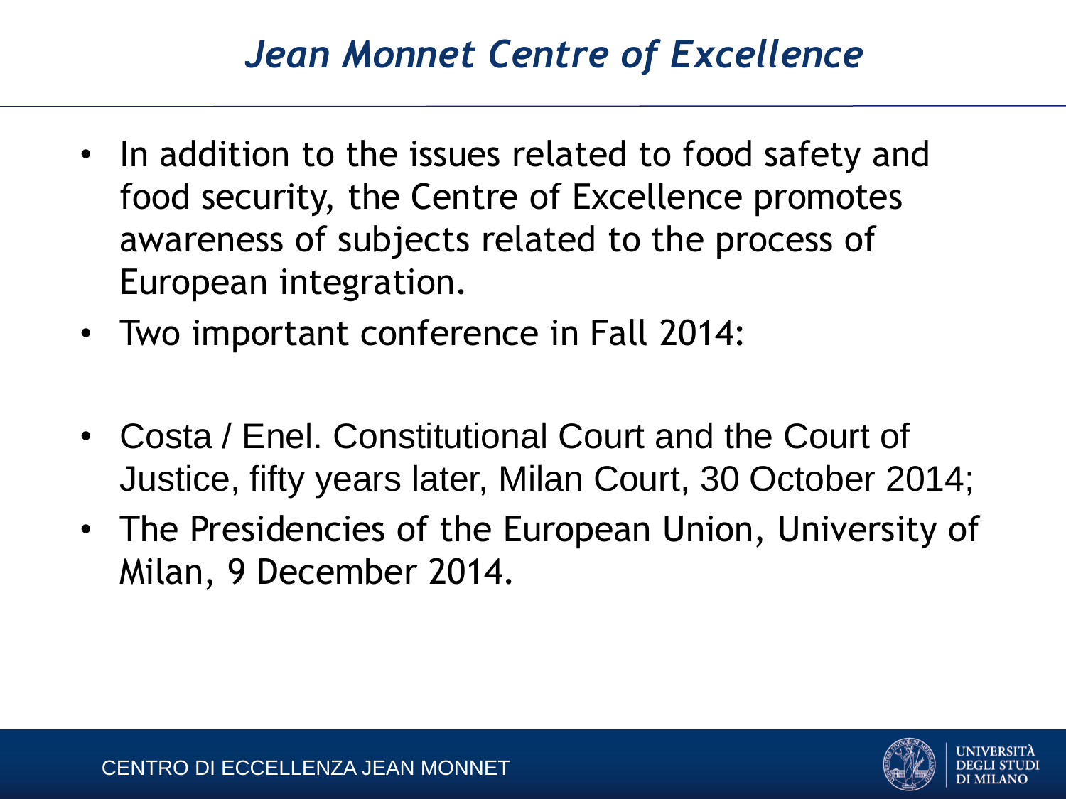# *Jean Monnet Centre of Excellence*

- In addition to the issues related to food safety and food security, the Centre of Excellence promotes awareness of subjects related to the process of European integration.
- Two important conference in Fall 2014:

- Costa / Enel. Constitutional Court and the Court of Justice, fifty years later, Milan Court, 30 October 2014;
- The Presidencies of the European Union, University of Milan, 9 December 2014.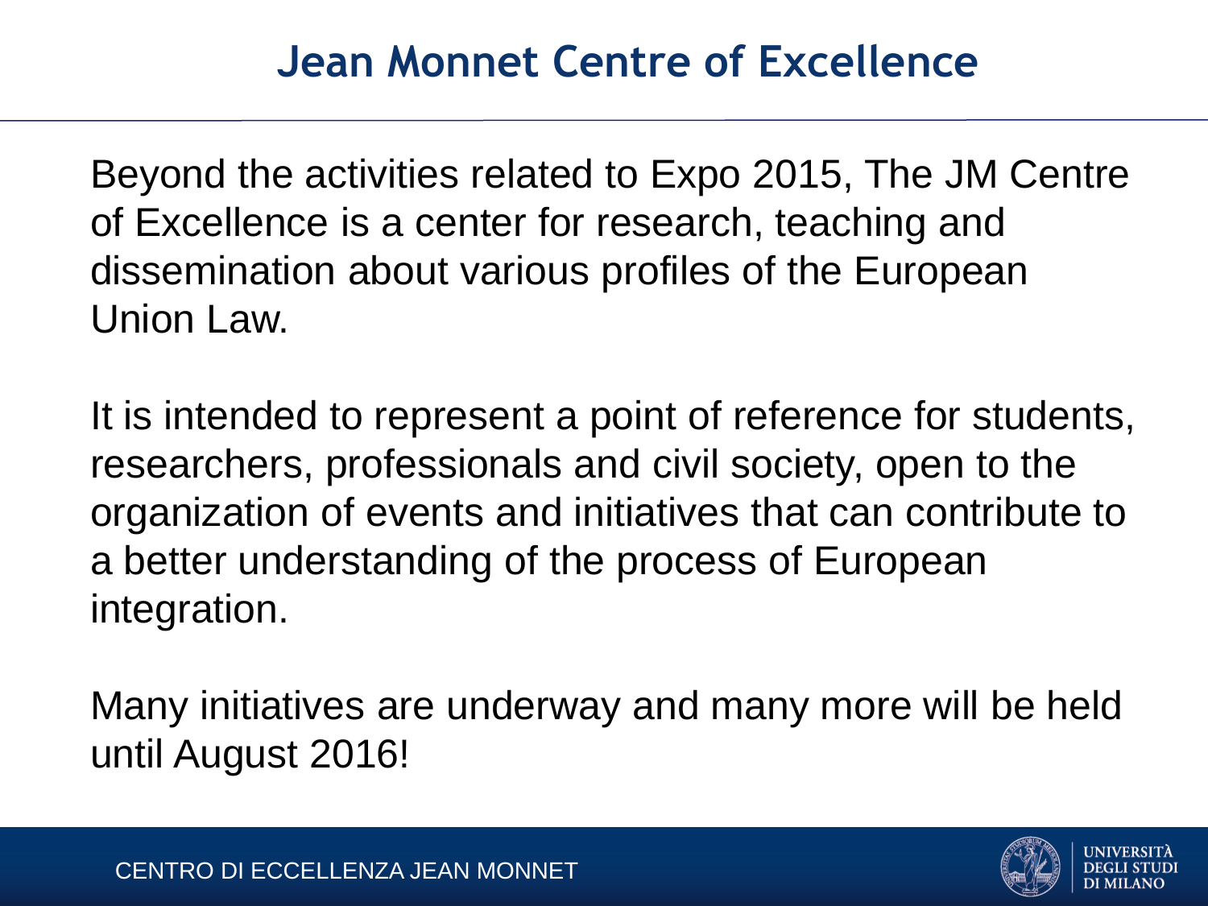# Jean Monnet Centre of Excellence

Beyond the activities related to Expo 2015, The JM Centre of Excellence is a center for research, teaching and dissemination about various profiles of the European Union Law.

It is intended to represent a point of reference for students, researchers, professionals and civil society, open to the organization of events and initiatives that can contribute to a better understanding of the process of European integration.

Many initiatives are underway and many more will be held until August 2016!